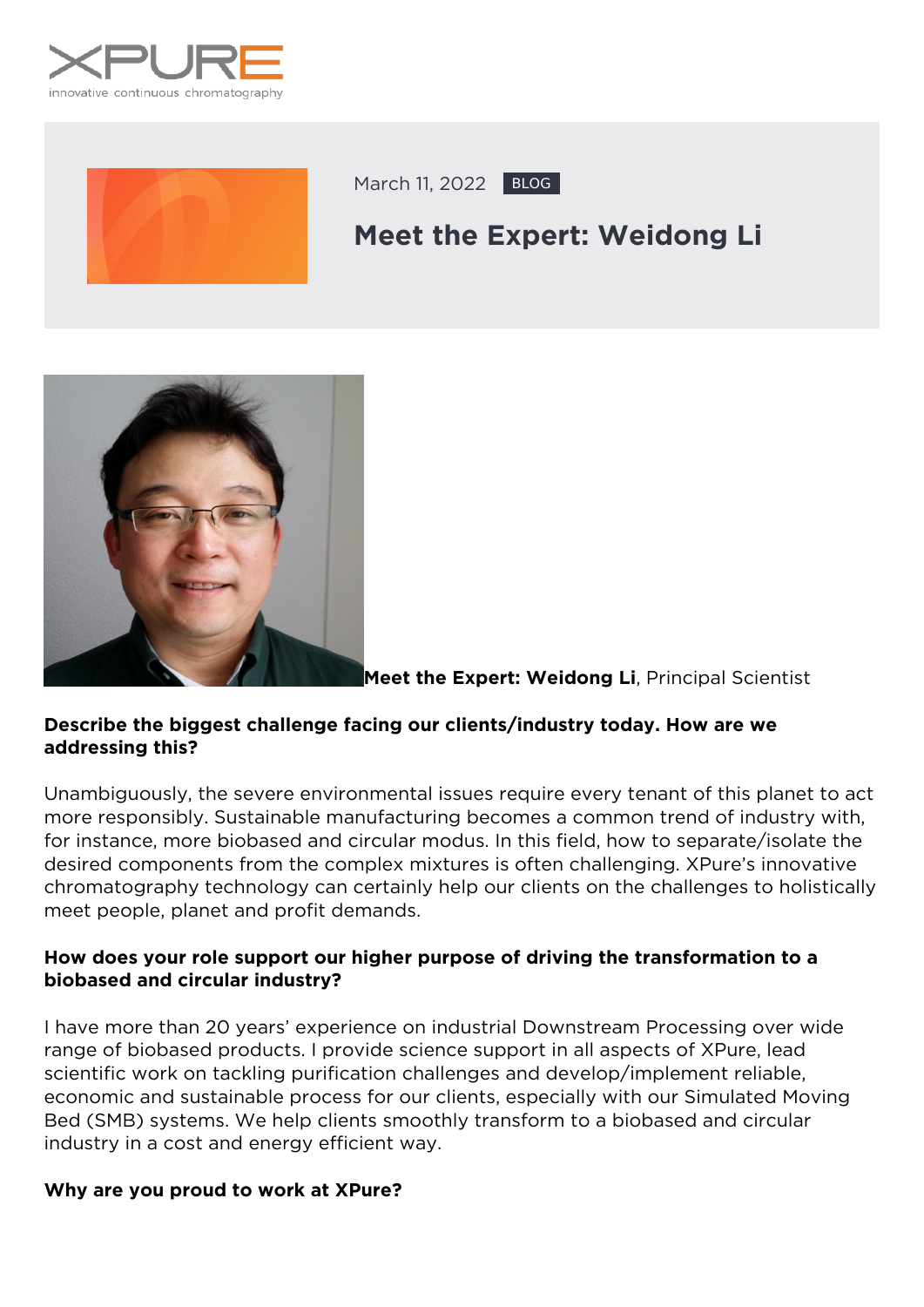XPURE
innovative continuous chromatography

March 11, 2022 BLOG

# Meet the Expert: Weidong Li

**Meet the Expert: Weidong Li**, Principal Scientist

**Describe the biggest challenge facing our clients/industry today. How are we addressing this?**

Unambiguously, the severe environmental issues require every tenant of this planet to act more responsibly. Sustainable manufacturing becomes a common trend of industry with, for instance, more biobased and circular modus. In this field, how to separate/isolate the desired components from the complex mixtures is often challenging. XPure's innovative chromatography technology can certainly help our clients on the challenges to holistically meet people, planet and profit demands.

**How does your role support our higher purpose of driving the transformation to a biobased and circular industry?**

I have more than 20 years' experience on industrial Downstream Processing over wide range of biobased products. I provide science support in all aspects of XPure, lead scientific work on tackling purification challenges and develop/implement reliable, economic and sustainable process for our clients, especially with our Simulated Moving Bed (SMB) systems. We help clients smoothly transform to a biobased and circular industry in a cost and energy efficient way.

**Why are you proud to work at XPure?**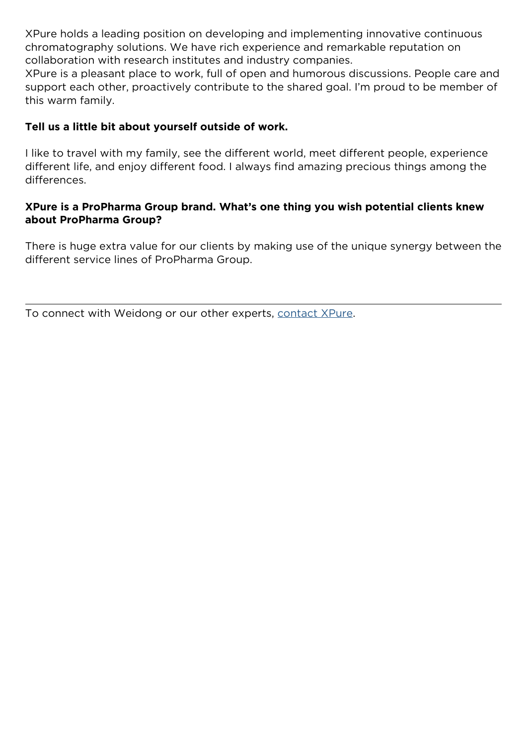XPure holds a leading position on developing and implementing innovative continuous chromatography solutions. We have rich experience and remarkable reputation on collaboration with research institutes and industry companies.
XPure is a pleasant place to work, full of open and humorous discussions. People care and support each other, proactively contribute to the shared goal. I'm proud to be member of this warm family.

**Tell us a little bit about yourself outside of work.**

I like to travel with my family, see the different world, meet different people, experience different life, and enjoy different food. I always find amazing precious things among the differences.

**XPure is a ProPharma Group brand. What's one thing you wish potential clients knew about ProPharma Group?**

There is huge extra value for our clients by making use of the unique synergy between the different service lines of ProPharma Group.

---

To connect with Weidong or our other experts, [contact XPure](contact XPure).